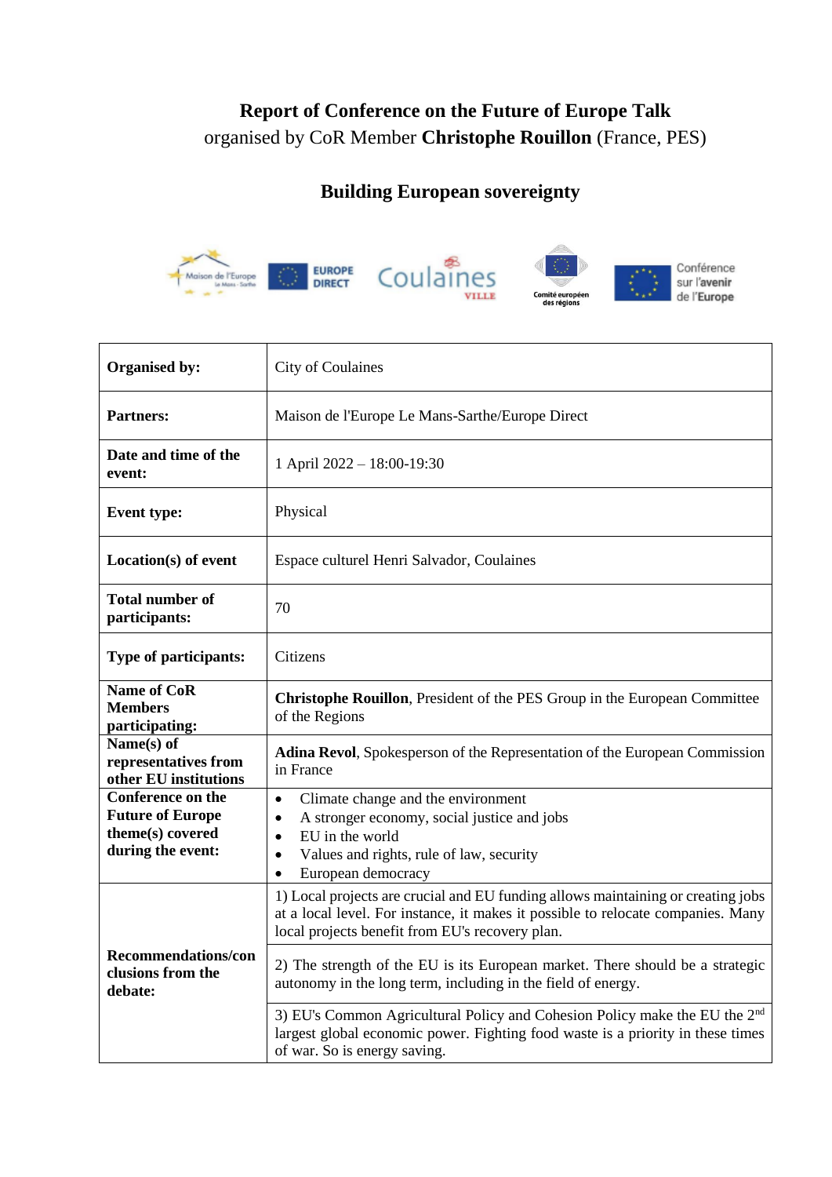# Report of Conference on the Future of Europe Talk

organised by CoR Member **Christophe Rouillon** (France, PES)

## Building European sovereignty

| | |
|---|---|
| **Organised by:** | City of Coulaines |
| **Partners:** | Maison de l'Europe Le Mans-Sarthe/Europe Direct |
| **Date and time of the event:** | 1 April 2022 – 18:00-19:30 |
| **Event type:** | Physical |
| **Location(s) of event** | Espace culturel Henri Salvador, Coulaines |
| **Total number of participants:** | 70 |
| **Type of participants:** | Citizens |
| **Name of CoR Members participating:** | **Christophe Rouillon**, President of the PES Group in the European Committee of the Regions |
| **Name(s) of representatives from other EU institutions** | **Adina Revol**, Spokesperson of the Representation of the European Commission in France |
| **Conference on the Future of Europe theme(s) covered during the event:** | • Climate change and the environment<br>• A stronger economy, social justice and jobs<br>• EU in the world<br>• Values and rights, rule of law, security<br>• European democracy |
| **Recommendations/conclusions from the debate:** | 1) Local projects are crucial and EU funding allows maintaining or creating jobs at a local level. For instance, it makes it possible to relocate companies. Many local projects benefit from EU's recovery plan. |
| | 2) The strength of the EU is its European market. There should be a strategic autonomy in the long term, including in the field of energy. |
| | 3) EU's Common Agricultural Policy and Cohesion Policy make the EU the 2nd largest global economic power. Fighting food waste is a priority in these times of war. So is energy saving. |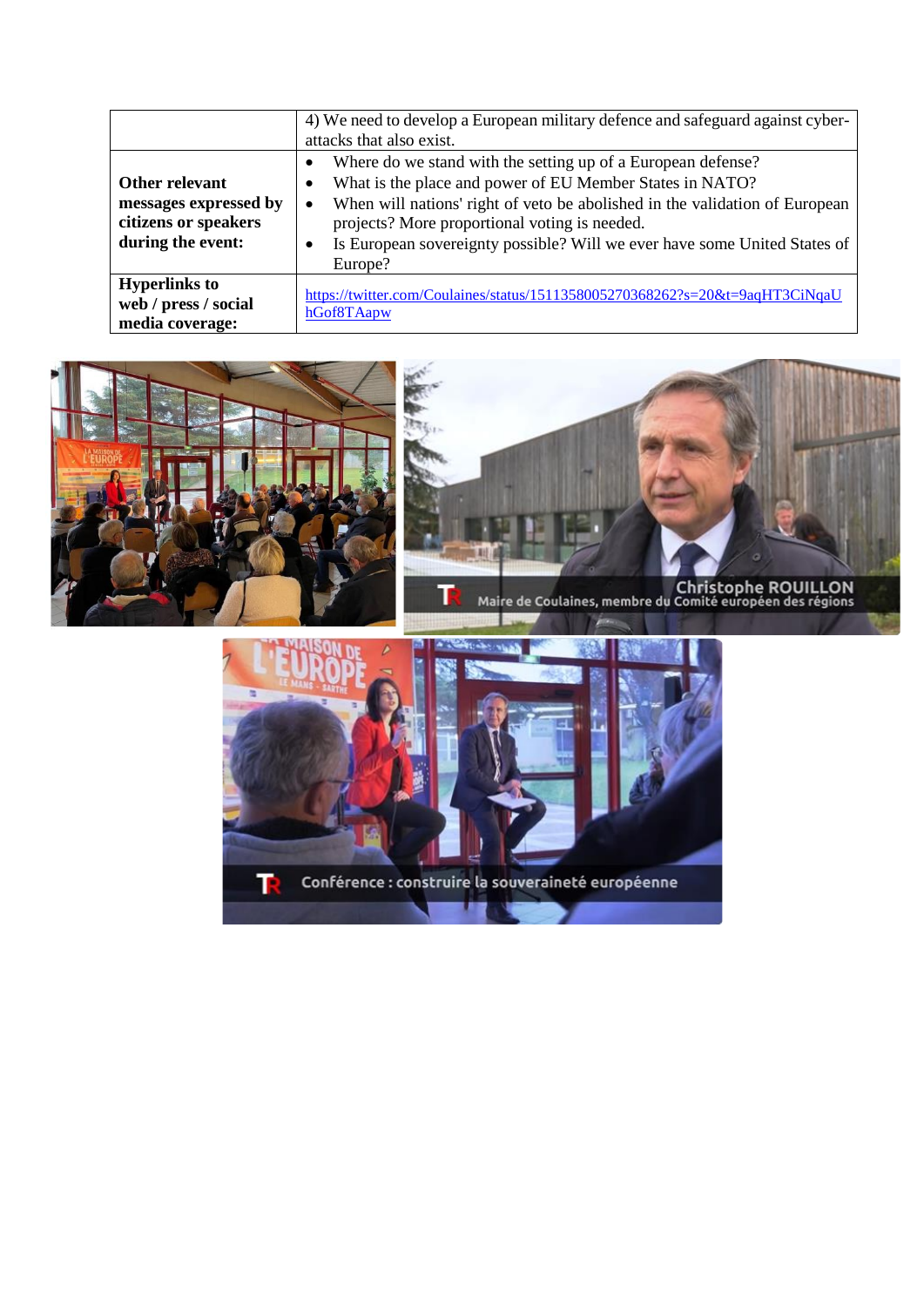| | |
|---|---|
| | 4) We need to develop a European military defence and safeguard against cyber-attacks that also exist. |
| **Other relevant messages expressed by citizens or speakers during the event:** | • Where do we stand with the setting up of a European defense?<br>• What is the place and power of EU Member States in NATO?<br>• When will nations' right of veto be abolished in the validation of European projects? More proportional voting is needed.<br>• Is European sovereignty possible? Will we ever have some United States of Europe? |
| **Hyperlinks to web / press / social media coverage:** | https://twitter.com/Coulaines/status/1511358005270368262?s=20&t=9aqHT3CiNqaUhGof8TAapw |